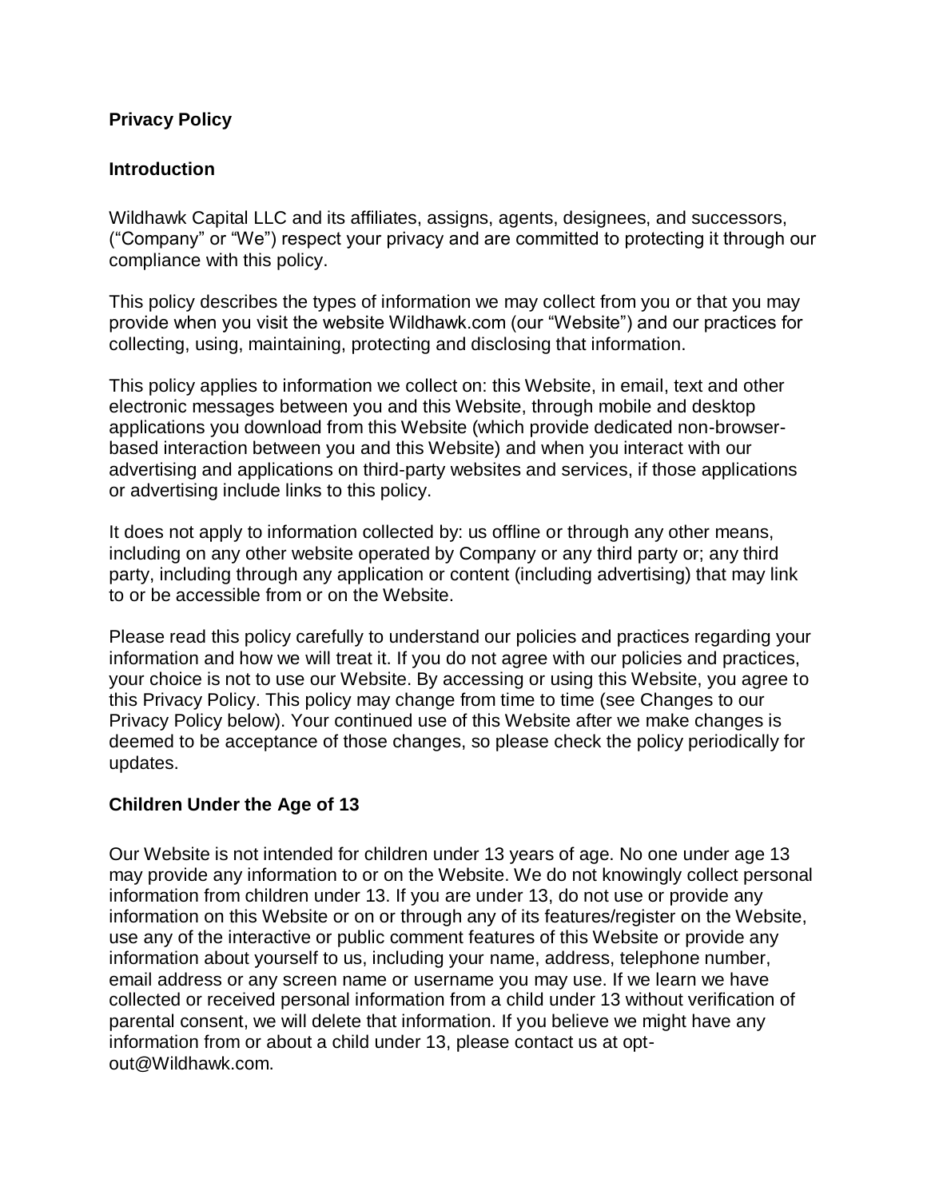# Privacy Policy

## Introduction

Wildhawk Capital LLC and its affiliates, assigns, agents, designees, and successors, ("Company" or "We") respect your privacy and are committed to protecting it through our compliance with this policy.

This policy describes the types of information we may collect from you or that you may provide when you visit the website Wildhawk.com (our "Website") and our practices for collecting, using, maintaining, protecting and disclosing that information.

This policy applies to information we collect on: this Website, in email, text and other electronic messages between you and this Website, through mobile and desktop applications you download from this Website (which provide dedicated non-browser-based interaction between you and this Website) and when you interact with our advertising and applications on third-party websites and services, if those applications or advertising include links to this policy.

It does not apply to information collected by: us offline or through any other means, including on any other website operated by Company or any third party or; any third party, including through any application or content (including advertising) that may link to or be accessible from or on the Website.

Please read this policy carefully to understand our policies and practices regarding your information and how we will treat it. If you do not agree with our policies and practices, your choice is not to use our Website. By accessing or using this Website, you agree to this Privacy Policy. This policy may change from time to time (see Changes to our Privacy Policy below). Your continued use of this Website after we make changes is deemed to be acceptance of those changes, so please check the policy periodically for updates.

## Children Under the Age of 13

Our Website is not intended for children under 13 years of age. No one under age 13 may provide any information to or on the Website. We do not knowingly collect personal information from children under 13. If you are under 13, do not use or provide any information on this Website or on or through any of its features/register on the Website, use any of the interactive or public comment features of this Website or provide any information about yourself to us, including your name, address, telephone number, email address or any screen name or username you may use. If we learn we have collected or received personal information from a child under 13 without verification of parental consent, we will delete that information. If you believe we might have any information from or about a child under 13, please contact us at opt-out@Wildhawk.com.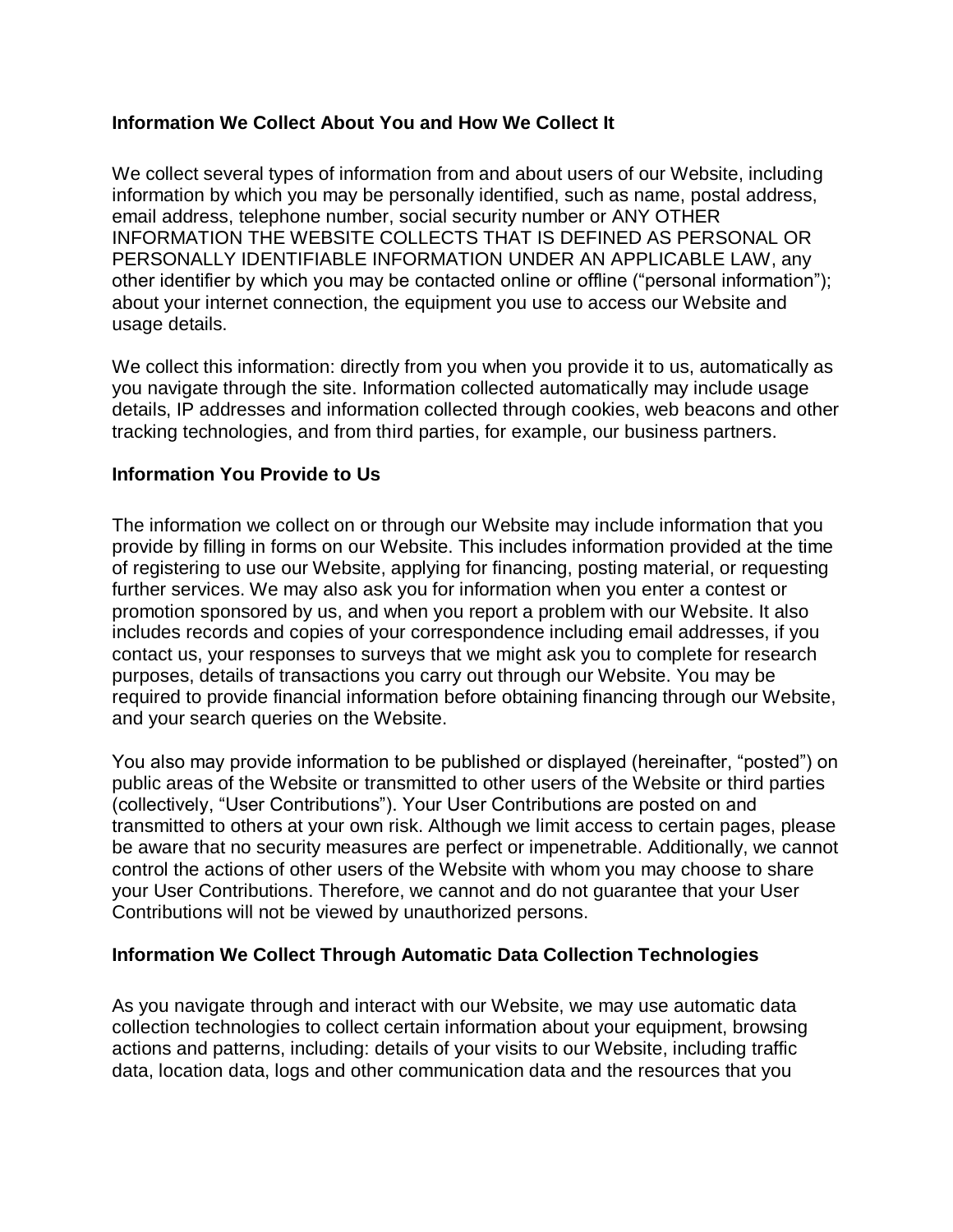### Information We Collect About You and How We Collect It

We collect several types of information from and about users of our Website, including information by which you may be personally identified, such as name, postal address, email address, telephone number, social security number or ANY OTHER INFORMATION THE WEBSITE COLLECTS THAT IS DEFINED AS PERSONAL OR PERSONALLY IDENTIFIABLE INFORMATION UNDER AN APPLICABLE LAW, any other identifier by which you may be contacted online or offline ("personal information"); about your internet connection, the equipment you use to access our Website and usage details.

We collect this information: directly from you when you provide it to us, automatically as you navigate through the site. Information collected automatically may include usage details, IP addresses and information collected through cookies, web beacons and other tracking technologies, and from third parties, for example, our business partners.

### Information You Provide to Us

The information we collect on or through our Website may include information that you provide by filling in forms on our Website. This includes information provided at the time of registering to use our Website, applying for financing, posting material, or requesting further services. We may also ask you for information when you enter a contest or promotion sponsored by us, and when you report a problem with our Website. It also includes records and copies of your correspondence including email addresses, if you contact us, your responses to surveys that we might ask you to complete for research purposes, details of transactions you carry out through our Website. You may be required to provide financial information before obtaining financing through our Website, and your search queries on the Website.

You also may provide information to be published or displayed (hereinafter, "posted") on public areas of the Website or transmitted to other users of the Website or third parties (collectively, "User Contributions"). Your User Contributions are posted on and transmitted to others at your own risk. Although we limit access to certain pages, please be aware that no security measures are perfect or impenetrable. Additionally, we cannot control the actions of other users of the Website with whom you may choose to share your User Contributions. Therefore, we cannot and do not guarantee that your User Contributions will not be viewed by unauthorized persons.

### Information We Collect Through Automatic Data Collection Technologies

As you navigate through and interact with our Website, we may use automatic data collection technologies to collect certain information about your equipment, browsing actions and patterns, including: details of your visits to our Website, including traffic data, location data, logs and other communication data and the resources that you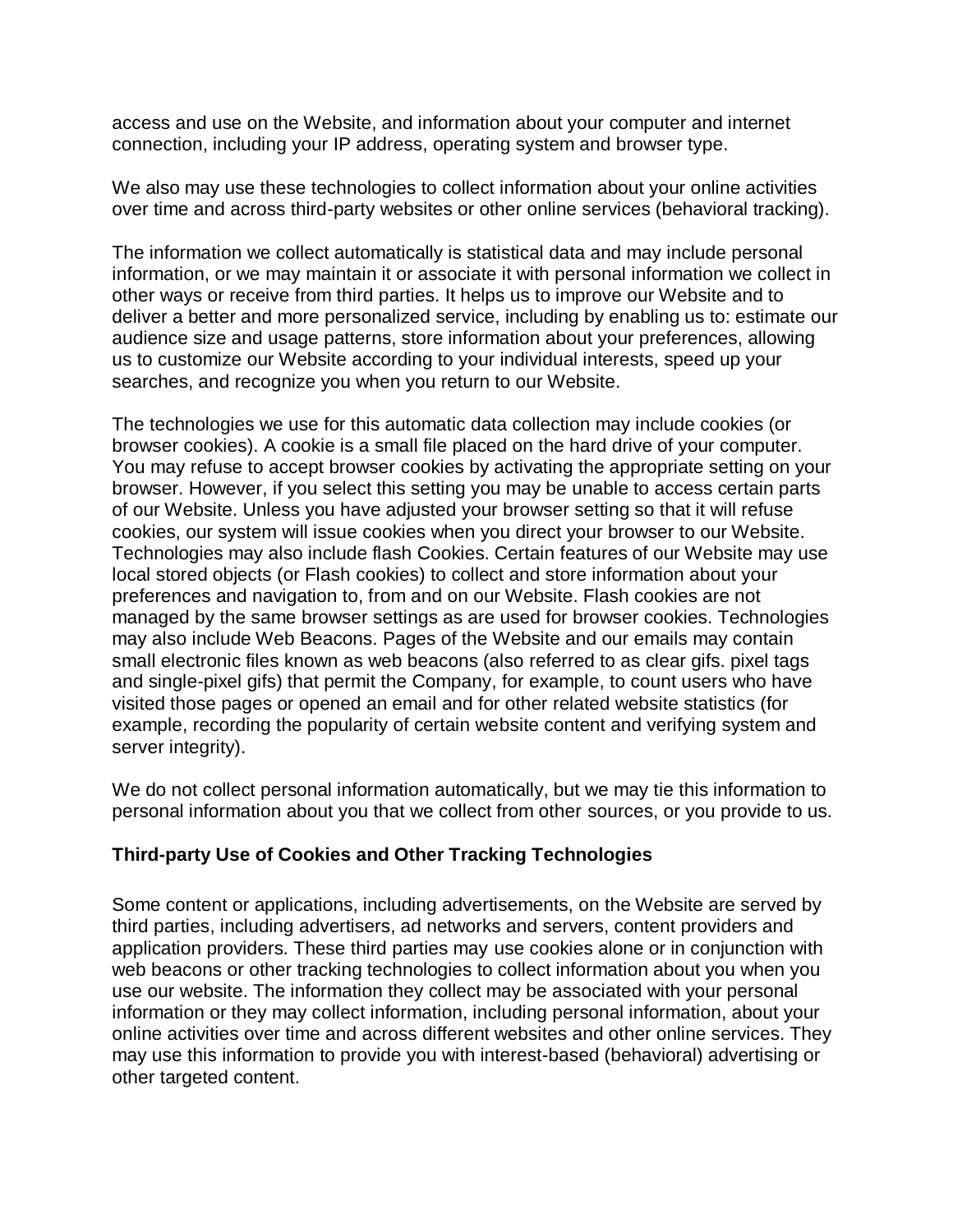access and use on the Website, and information about your computer and internet connection, including your IP address, operating system and browser type.

We also may use these technologies to collect information about your online activities over time and across third-party websites or other online services (behavioral tracking).

The information we collect automatically is statistical data and may include personal information, or we may maintain it or associate it with personal information we collect in other ways or receive from third parties. It helps us to improve our Website and to deliver a better and more personalized service, including by enabling us to: estimate our audience size and usage patterns, store information about your preferences, allowing us to customize our Website according to your individual interests, speed up your searches, and recognize you when you return to our Website.

The technologies we use for this automatic data collection may include cookies (or browser cookies). A cookie is a small file placed on the hard drive of your computer. You may refuse to accept browser cookies by activating the appropriate setting on your browser. However, if you select this setting you may be unable to access certain parts of our Website. Unless you have adjusted your browser setting so that it will refuse cookies, our system will issue cookies when you direct your browser to our Website. Technologies may also include flash Cookies. Certain features of our Website may use local stored objects (or Flash cookies) to collect and store information about your preferences and navigation to, from and on our Website. Flash cookies are not managed by the same browser settings as are used for browser cookies. Technologies may also include Web Beacons. Pages of the Website and our emails may contain small electronic files known as web beacons (also referred to as clear gifs. pixel tags and single-pixel gifs) that permit the Company, for example, to count users who have visited those pages or opened an email and for other related website statistics (for example, recording the popularity of certain website content and verifying system and server integrity).

We do not collect personal information automatically, but we may tie this information to personal information about you that we collect from other sources, or you provide to us.

**Third-party Use of Cookies and Other Tracking Technologies**

Some content or applications, including advertisements, on the Website are served by third parties, including advertisers, ad networks and servers, content providers and application providers. These third parties may use cookies alone or in conjunction with web beacons or other tracking technologies to collect information about you when you use our website. The information they collect may be associated with your personal information or they may collect information, including personal information, about your online activities over time and across different websites and other online services. They may use this information to provide you with interest-based (behavioral) advertising or other targeted content.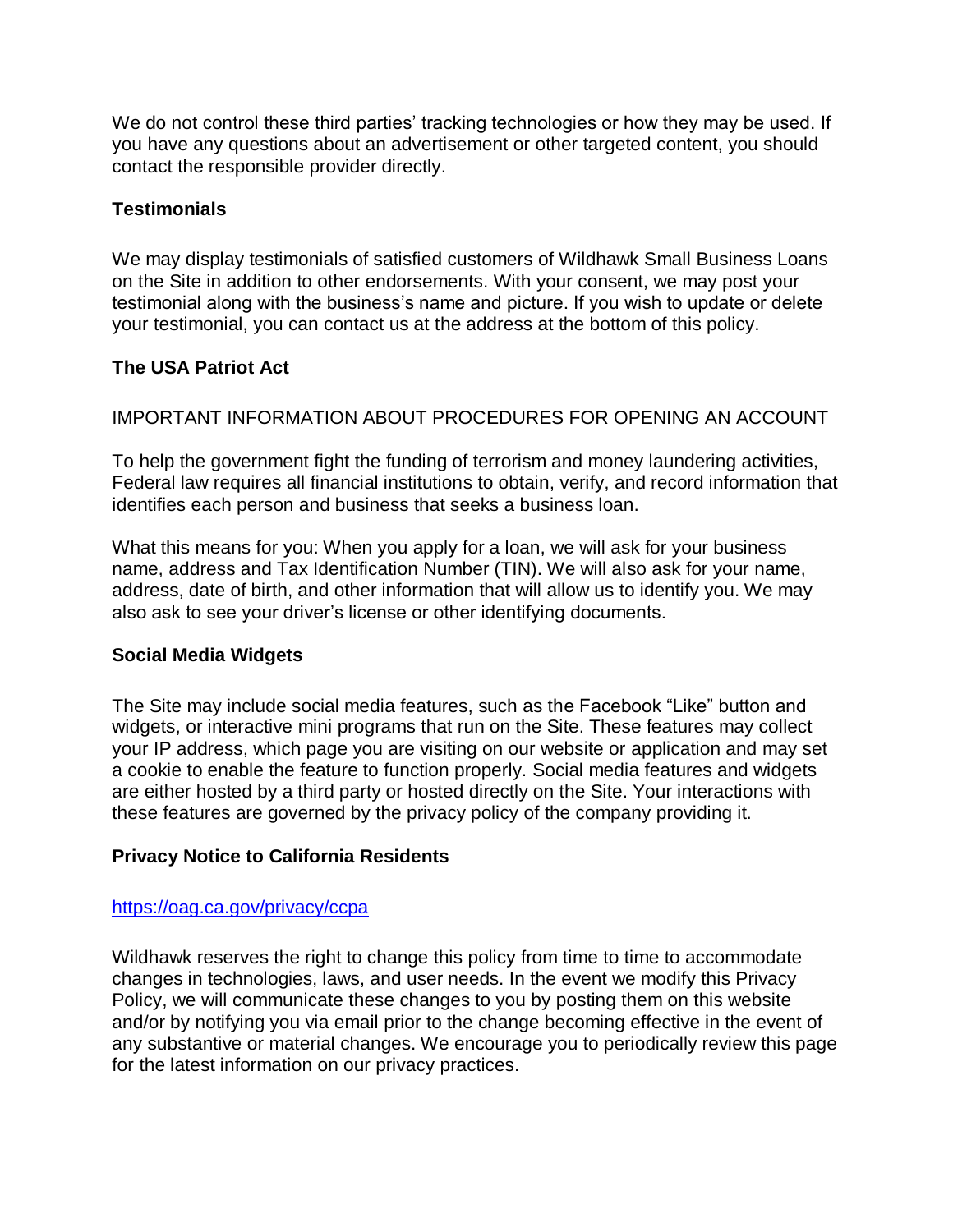We do not control these third parties' tracking technologies or how they may be used. If you have any questions about an advertisement or other targeted content, you should contact the responsible provider directly.

**Testimonials**

We may display testimonials of satisfied customers of Wildhawk Small Business Loans on the Site in addition to other endorsements. With your consent, we may post your testimonial along with the business's name and picture. If you wish to update or delete your testimonial, you can contact us at the address at the bottom of this policy.

**The USA Patriot Act**

IMPORTANT INFORMATION ABOUT PROCEDURES FOR OPENING AN ACCOUNT

To help the government fight the funding of terrorism and money laundering activities, Federal law requires all financial institutions to obtain, verify, and record information that identifies each person and business that seeks a business loan.

What this means for you: When you apply for a loan, we will ask for your business name, address and Tax Identification Number (TIN). We will also ask for your name, address, date of birth, and other information that will allow us to identify you. We may also ask to see your driver's license or other identifying documents.

**Social Media Widgets**

The Site may include social media features, such as the Facebook "Like" button and widgets, or interactive mini programs that run on the Site. These features may collect your IP address, which page you are visiting on our website or application and may set a cookie to enable the feature to function properly. Social media features and widgets are either hosted by a third party or hosted directly on the Site. Your interactions with these features are governed by the privacy policy of the company providing it.

**Privacy Notice to California Residents**

[https://oag.ca.gov/privacy/ccpa](https://oag.ca.gov/privacy/ccpa)

Wildhawk reserves the right to change this policy from time to time to accommodate changes in technologies, laws, and user needs. In the event we modify this Privacy Policy, we will communicate these changes to you by posting them on this website and/or by notifying you via email prior to the change becoming effective in the event of any substantive or material changes. We encourage you to periodically review this page for the latest information on our privacy practices.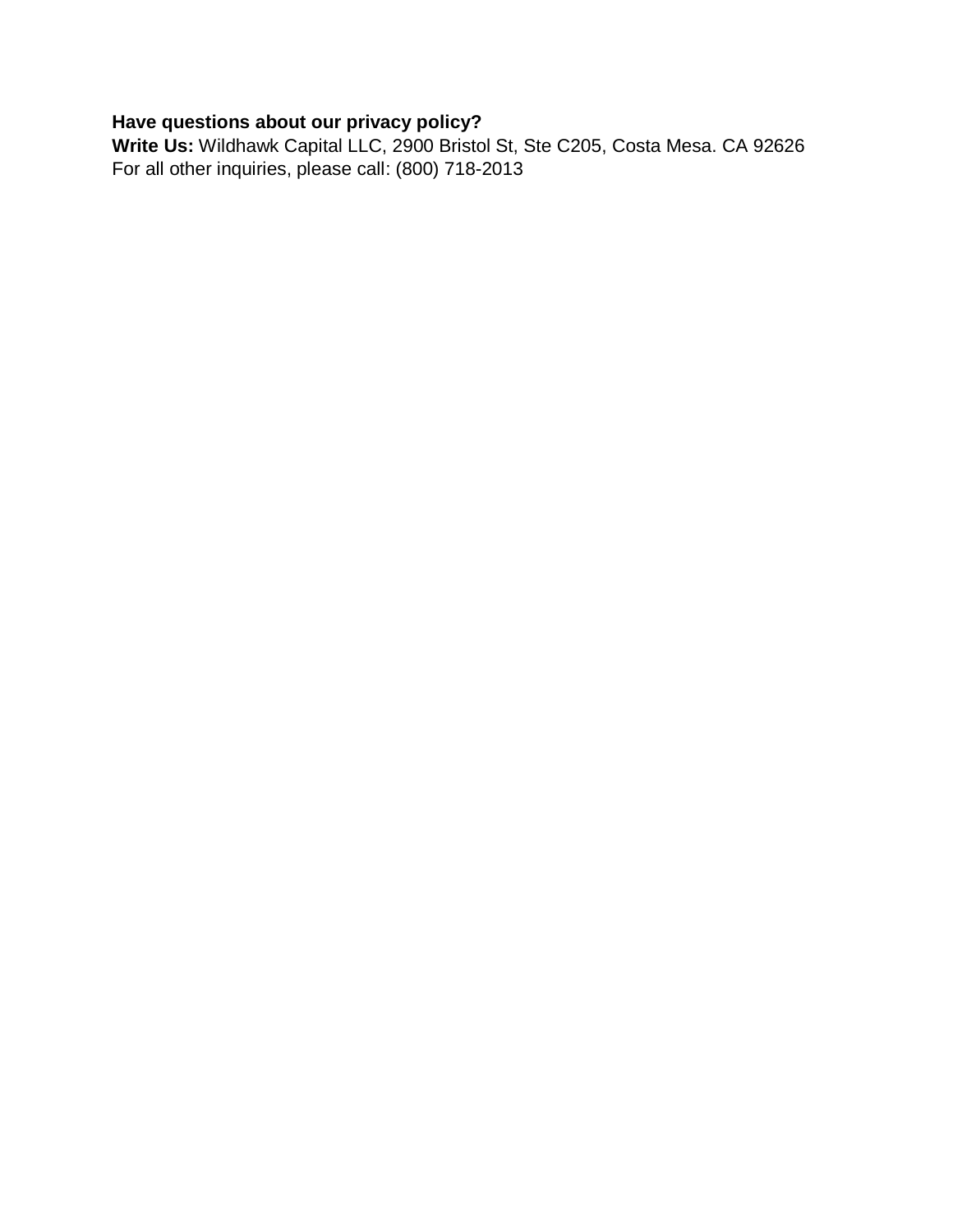**Have questions about our privacy policy?**
**Write Us:** Wildhawk Capital LLC, 2900 Bristol St, Ste C205, Costa Mesa. CA 92626
For all other inquiries, please call: (800) 718-2013